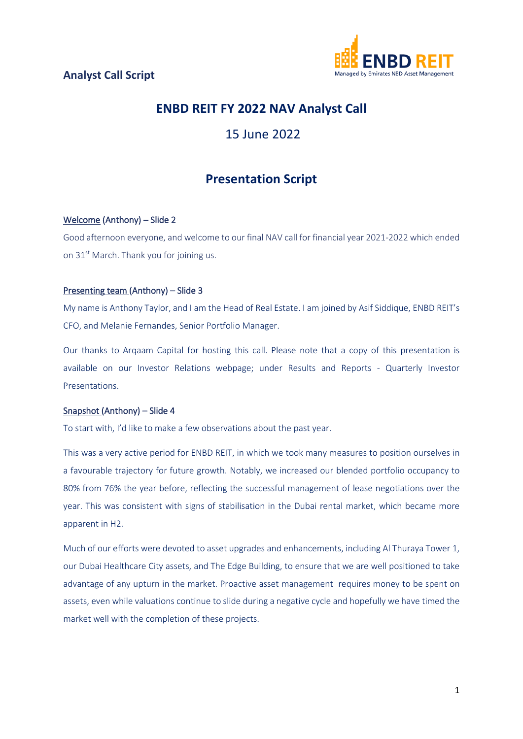**Analyst Call Script**

ENBD REIT
Managed by Emirates NBD Asset Management

# ENBD REIT FY 2022 NAV Analyst Call

## 15 June 2022

## Presentation Script

Welcome (Anthony) – Slide 2

Good afternoon everyone, and welcome to our final NAV call for financial year 2021-2022 which ended on 31st March. Thank you for joining us.

Presenting team (Anthony) – Slide 3

My name is Anthony Taylor, and I am the Head of Real Estate. I am joined by Asif Siddique, ENBD REIT's CFO, and Melanie Fernandes, Senior Portfolio Manager.

Our thanks to Arqaam Capital for hosting this call. Please note that a copy of this presentation is available on our Investor Relations webpage; under Results and Reports - Quarterly Investor Presentations.

Snapshot (Anthony) – Slide 4

To start with, I'd like to make a few observations about the past year.

This was a very active period for ENBD REIT, in which we took many measures to position ourselves in a favourable trajectory for future growth. Notably, we increased our blended portfolio occupancy to 80% from 76% the year before, reflecting the successful management of lease negotiations over the year. This was consistent with signs of stabilisation in the Dubai rental market, which became more apparent in H2.

Much of our efforts were devoted to asset upgrades and enhancements, including Al Thuraya Tower 1, our Dubai Healthcare City assets, and The Edge Building, to ensure that we are well positioned to take advantage of any upturn in the market. Proactive asset management requires money to be spent on assets, even while valuations continue to slide during a negative cycle and hopefully we have timed the market well with the completion of these projects.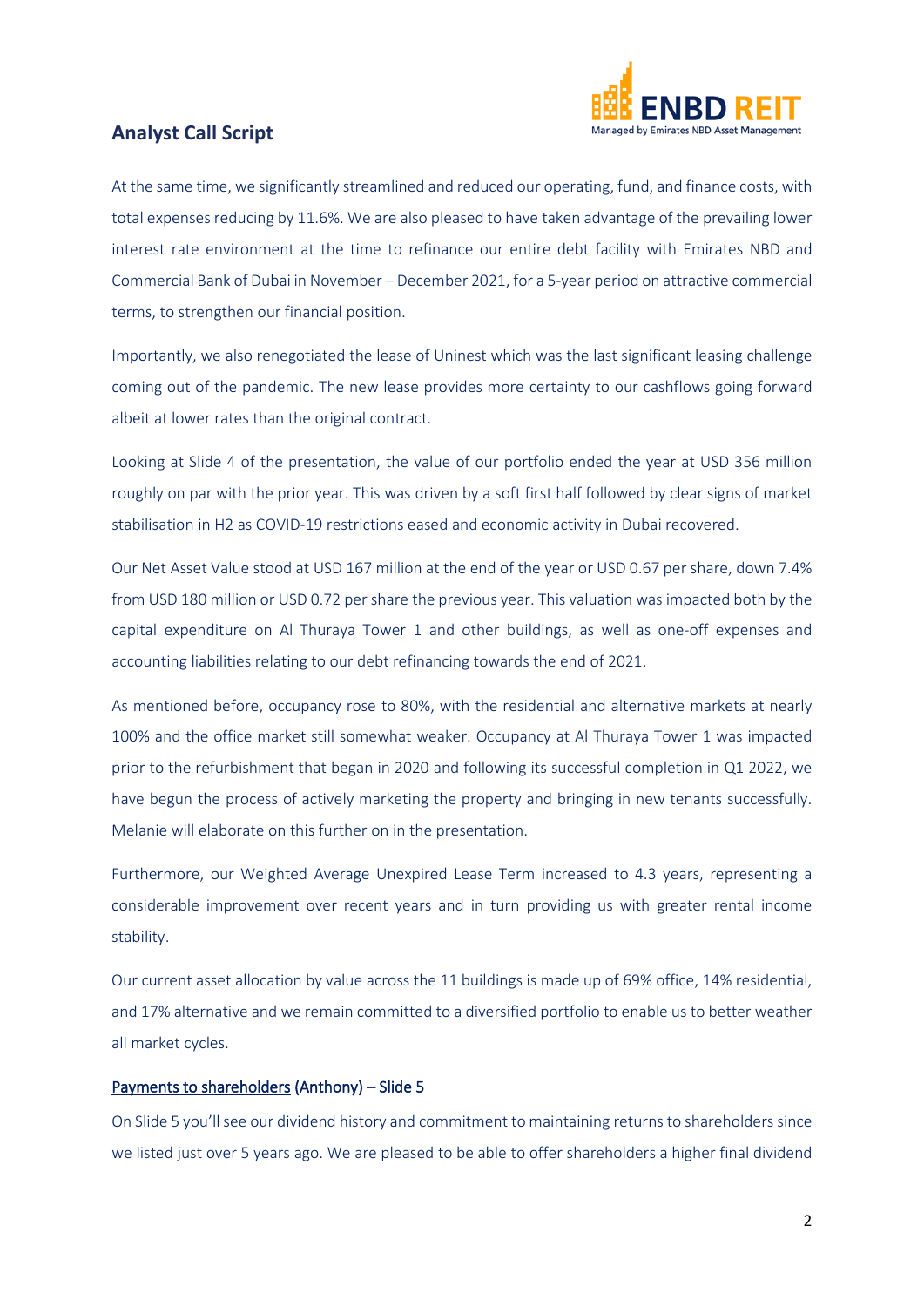At the same time, we significantly streamlined and reduced our operating, fund, and finance costs, with total expenses reducing by 11.6%. We are also pleased to have taken advantage of the prevailing lower interest rate environment at the time to refinance our entire debt facility with Emirates NBD and Commercial Bank of Dubai in November – December 2021, for a 5-year period on attractive commercial terms, to strengthen our financial position.

Importantly, we also renegotiated the lease of Uninest which was the last significant leasing challenge coming out of the pandemic. The new lease provides more certainty to our cashflows going forward albeit at lower rates than the original contract.

Looking at Slide 4 of the presentation, the value of our portfolio ended the year at USD 356 million roughly on par with the prior year. This was driven by a soft first half followed by clear signs of market stabilisation in H2 as COVID-19 restrictions eased and economic activity in Dubai recovered.

Our Net Asset Value stood at USD 167 million at the end of the year or USD 0.67 per share, down 7.4% from USD 180 million or USD 0.72 per share the previous year. This valuation was impacted both by the capital expenditure on Al Thuraya Tower 1 and other buildings, as well as one-off expenses and accounting liabilities relating to our debt refinancing towards the end of 2021.

As mentioned before, occupancy rose to 80%, with the residential and alternative markets at nearly 100% and the office market still somewhat weaker. Occupancy at Al Thuraya Tower 1 was impacted prior to the refurbishment that began in 2020 and following its successful completion in Q1 2022, we have begun the process of actively marketing the property and bringing in new tenants successfully. Melanie will elaborate on this further on in the presentation.

Furthermore, our Weighted Average Unexpired Lease Term increased to 4.3 years, representing a considerable improvement over recent years and in turn providing us with greater rental income stability.

Our current asset allocation by value across the 11 buildings is made up of 69% office, 14% residential, and 17% alternative and we remain committed to a diversified portfolio to enable us to better weather all market cycles.

**Payments to shareholders (Anthony) – Slide 5**

On Slide 5 you'll see our dividend history and commitment to maintaining returns to shareholders since we listed just over 5 years ago. We are pleased to be able to offer shareholders a higher final dividend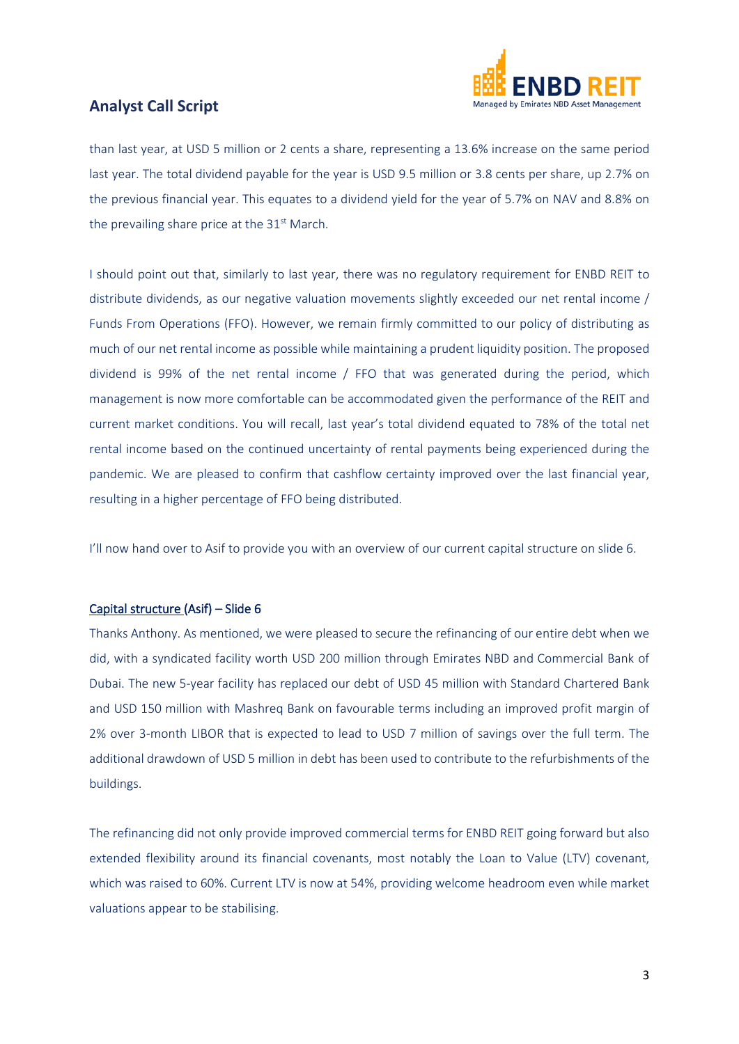than last year, at USD 5 million or 2 cents a share, representing a 13.6% increase on the same period last year. The total dividend payable for the year is USD 9.5 million or 3.8 cents per share, up 2.7% on the previous financial year. This equates to a dividend yield for the year of 5.7% on NAV and 8.8% on the prevailing share price at the 31st March.

I should point out that, similarly to last year, there was no regulatory requirement for ENBD REIT to distribute dividends, as our negative valuation movements slightly exceeded our net rental income / Funds From Operations (FFO). However, we remain firmly committed to our policy of distributing as much of our net rental income as possible while maintaining a prudent liquidity position. The proposed dividend is 99% of the net rental income / FFO that was generated during the period, which management is now more comfortable can be accommodated given the performance of the REIT and current market conditions. You will recall, last year's total dividend equated to 78% of the total net rental income based on the continued uncertainty of rental payments being experienced during the pandemic. We are pleased to confirm that cashflow certainty improved over the last financial year, resulting in a higher percentage of FFO being distributed.

I'll now hand over to Asif to provide you with an overview of our current capital structure on slide 6.

## Capital structure (Asif) – Slide 6

Thanks Anthony. As mentioned, we were pleased to secure the refinancing of our entire debt when we did, with a syndicated facility worth USD 200 million through Emirates NBD and Commercial Bank of Dubai. The new 5-year facility has replaced our debt of USD 45 million with Standard Chartered Bank and USD 150 million with Mashreq Bank on favourable terms including an improved profit margin of 2% over 3-month LIBOR that is expected to lead to USD 7 million of savings over the full term. The additional drawdown of USD 5 million in debt has been used to contribute to the refurbishments of the buildings.

The refinancing did not only provide improved commercial terms for ENBD REIT going forward but also extended flexibility around its financial covenants, most notably the Loan to Value (LTV) covenant, which was raised to 60%. Current LTV is now at 54%, providing welcome headroom even while market valuations appear to be stabilising.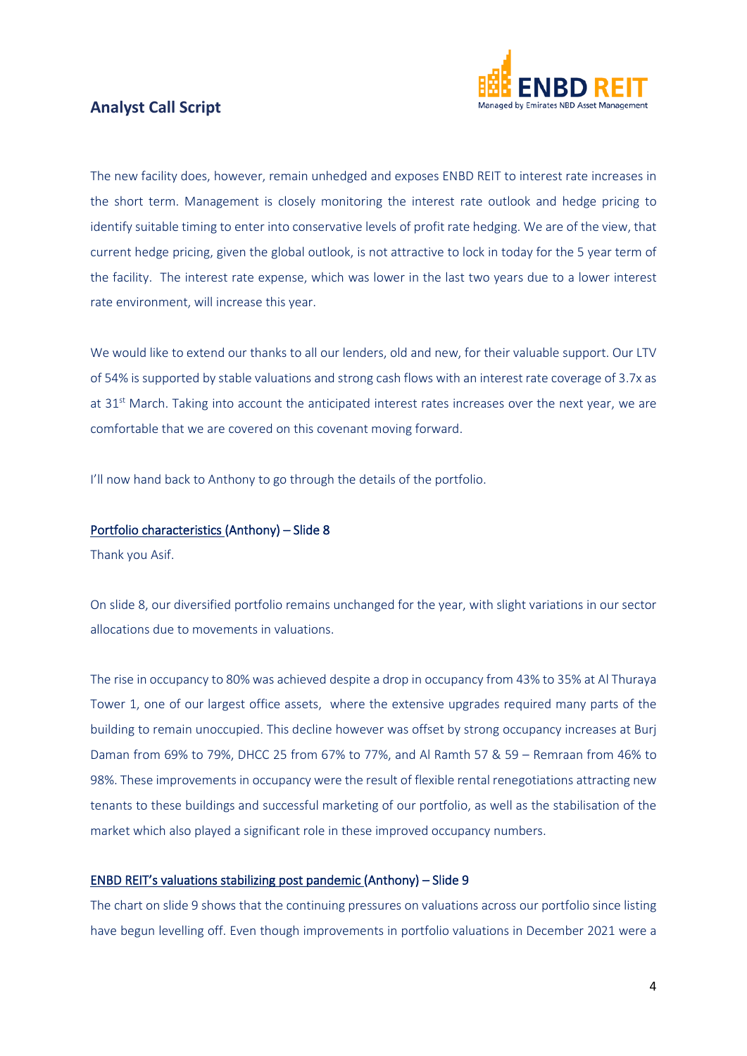The new facility does, however, remain unhedged and exposes ENBD REIT to interest rate increases in the short term. Management is closely monitoring the interest rate outlook and hedge pricing to identify suitable timing to enter into conservative levels of profit rate hedging. We are of the view, that current hedge pricing, given the global outlook, is not attractive to lock in today for the 5 year term of the facility. The interest rate expense, which was lower in the last two years due to a lower interest rate environment, will increase this year.

We would like to extend our thanks to all our lenders, old and new, for their valuable support. Our LTV of 54% is supported by stable valuations and strong cash flows with an interest rate coverage of 3.7x as at 31st March. Taking into account the anticipated interest rates increases over the next year, we are comfortable that we are covered on this covenant moving forward.

I'll now hand back to Anthony to go through the details of the portfolio.

### Portfolio characteristics (Anthony) – Slide 8

Thank you Asif.

On slide 8, our diversified portfolio remains unchanged for the year, with slight variations in our sector allocations due to movements in valuations.

The rise in occupancy to 80% was achieved despite a drop in occupancy from 43% to 35% at Al Thuraya Tower 1, one of our largest office assets, where the extensive upgrades required many parts of the building to remain unoccupied. This decline however was offset by strong occupancy increases at Burj Daman from 69% to 79%, DHCC 25 from 67% to 77%, and Al Ramth 57 & 59 – Remraan from 46% to 98%. These improvements in occupancy were the result of flexible rental renegotiations attracting new tenants to these buildings and successful marketing of our portfolio, as well as the stabilisation of the market which also played a significant role in these improved occupancy numbers.

### ENBD REIT's valuations stabilizing post pandemic (Anthony) – Slide 9

The chart on slide 9 shows that the continuing pressures on valuations across our portfolio since listing have begun levelling off. Even though improvements in portfolio valuations in December 2021 were a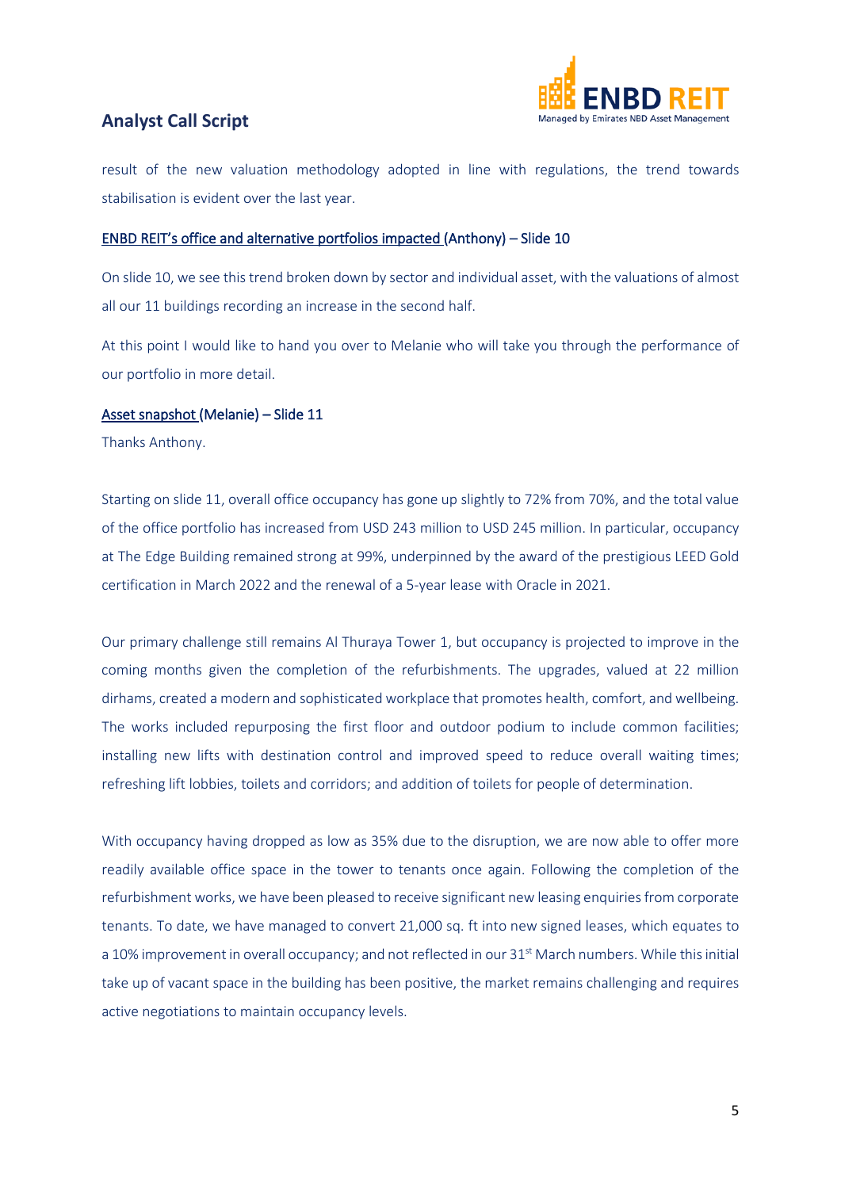result of the new valuation methodology adopted in line with regulations, the trend towards stabilisation is evident over the last year.

**ENBD REIT's office and alternative portfolios impacted (Anthony) – Slide 10**

On slide 10, we see this trend broken down by sector and individual asset, with the valuations of almost all our 11 buildings recording an increase in the second half.

At this point I would like to hand you over to Melanie who will take you through the performance of our portfolio in more detail.

**Asset snapshot (Melanie) – Slide 11**

Thanks Anthony.

Starting on slide 11, overall office occupancy has gone up slightly to 72% from 70%, and the total value of the office portfolio has increased from USD 243 million to USD 245 million. In particular, occupancy at The Edge Building remained strong at 99%, underpinned by the award of the prestigious LEED Gold certification in March 2022 and the renewal of a 5-year lease with Oracle in 2021.

Our primary challenge still remains Al Thuraya Tower 1, but occupancy is projected to improve in the coming months given the completion of the refurbishments. The upgrades, valued at 22 million dirhams, created a modern and sophisticated workplace that promotes health, comfort, and wellbeing. The works included repurposing the first floor and outdoor podium to include common facilities; installing new lifts with destination control and improved speed to reduce overall waiting times; refreshing lift lobbies, toilets and corridors; and addition of toilets for people of determination.

With occupancy having dropped as low as 35% due to the disruption, we are now able to offer more readily available office space in the tower to tenants once again. Following the completion of the refurbishment works, we have been pleased to receive significant new leasing enquiries from corporate tenants. To date, we have managed to convert 21,000 sq. ft into new signed leases, which equates to a 10% improvement in overall occupancy; and not reflected in our 31st March numbers. While this initial take up of vacant space in the building has been positive, the market remains challenging and requires active negotiations to maintain occupancy levels.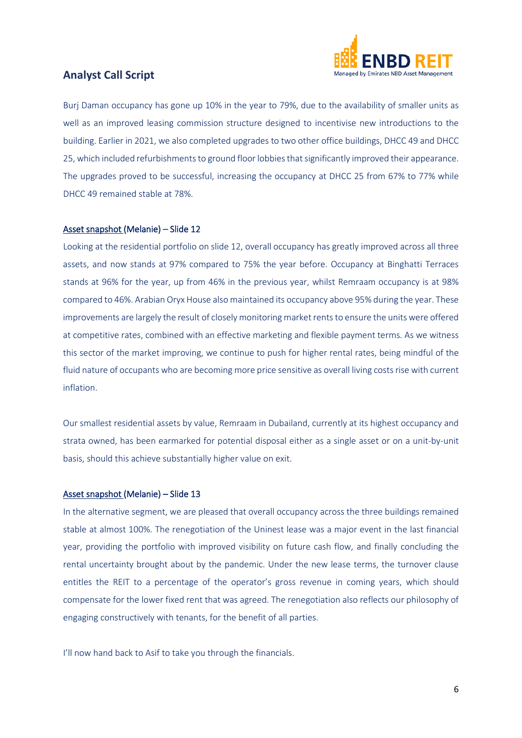## Analyst Call Script

Burj Daman occupancy has gone up 10% in the year to 79%, due to the availability of smaller units as well as an improved leasing commission structure designed to incentivise new introductions to the building. Earlier in 2021, we also completed upgrades to two other office buildings, DHCC 49 and DHCC 25, which included refurbishments to ground floor lobbies that significantly improved their appearance. The upgrades proved to be successful, increasing the occupancy at DHCC 25 from 67% to 77% while DHCC 49 remained stable at 78%.

### Asset snapshot (Melanie) – Slide 12

Looking at the residential portfolio on slide 12, overall occupancy has greatly improved across all three assets, and now stands at 97% compared to 75% the year before. Occupancy at Binghatti Terraces stands at 96% for the year, up from 46% in the previous year, whilst Remraam occupancy is at 98% compared to 46%. Arabian Oryx House also maintained its occupancy above 95% during the year. These improvements are largely the result of closely monitoring market rents to ensure the units were offered at competitive rates, combined with an effective marketing and flexible payment terms. As we witness this sector of the market improving, we continue to push for higher rental rates, being mindful of the fluid nature of occupants who are becoming more price sensitive as overall living costs rise with current inflation.

Our smallest residential assets by value, Remraam in Dubailand, currently at its highest occupancy and strata owned, has been earmarked for potential disposal either as a single asset or on a unit-by-unit basis, should this achieve substantially higher value on exit.

### Asset snapshot (Melanie) – Slide 13

In the alternative segment, we are pleased that overall occupancy across the three buildings remained stable at almost 100%. The renegotiation of the Uninest lease was a major event in the last financial year, providing the portfolio with improved visibility on future cash flow, and finally concluding the rental uncertainty brought about by the pandemic. Under the new lease terms, the turnover clause entitles the REIT to a percentage of the operator's gross revenue in coming years, which should compensate for the lower fixed rent that was agreed. The renegotiation also reflects our philosophy of engaging constructively with tenants, for the benefit of all parties.

I'll now hand back to Asif to take you through the financials.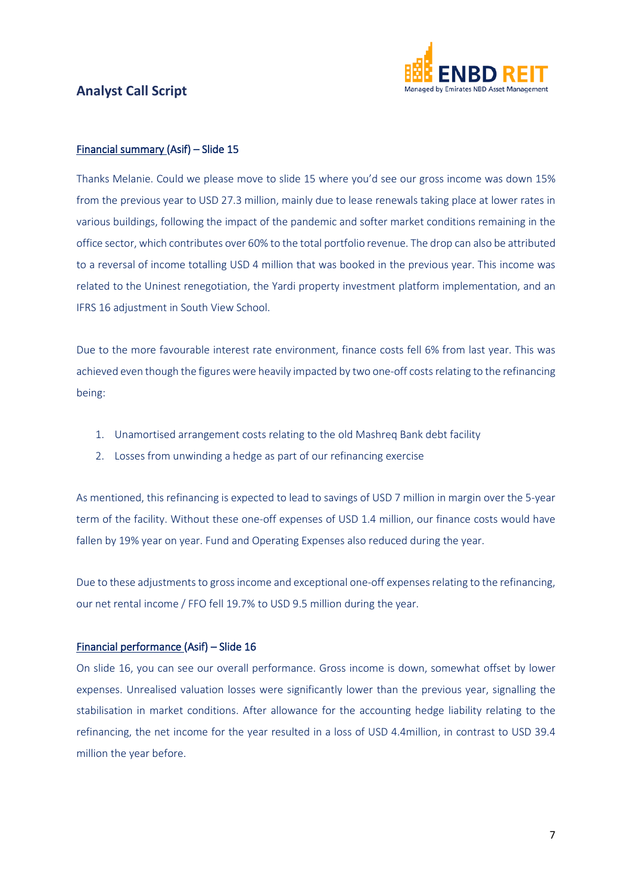# Analyst Call Script

## Financial summary (Asif) – Slide 15

Thanks Melanie. Could we please move to slide 15 where you'd see our gross income was down 15% from the previous year to USD 27.3 million, mainly due to lease renewals taking place at lower rates in various buildings, following the impact of the pandemic and softer market conditions remaining in the office sector, which contributes over 60% to the total portfolio revenue. The drop can also be attributed to a reversal of income totalling USD 4 million that was booked in the previous year. This income was related to the Uninest renegotiation, the Yardi property investment platform implementation, and an IFRS 16 adjustment in South View School.

Due to the more favourable interest rate environment, finance costs fell 6% from last year. This was achieved even though the figures were heavily impacted by two one-off costs relating to the refinancing being:

1. Unamortised arrangement costs relating to the old Mashreq Bank debt facility
2. Losses from unwinding a hedge as part of our refinancing exercise

As mentioned, this refinancing is expected to lead to savings of USD 7 million in margin over the 5-year term of the facility. Without these one-off expenses of USD 1.4 million, our finance costs would have fallen by 19% year on year. Fund and Operating Expenses also reduced during the year.

Due to these adjustments to gross income and exceptional one-off expenses relating to the refinancing, our net rental income / FFO fell 19.7% to USD 9.5 million during the year.

## Financial performance (Asif) – Slide 16

On slide 16, you can see our overall performance. Gross income is down, somewhat offset by lower expenses. Unrealised valuation losses were significantly lower than the previous year, signalling the stabilisation in market conditions. After allowance for the accounting hedge liability relating to the refinancing, the net income for the year resulted in a loss of USD 4.4million, in contrast to USD 39.4 million the year before.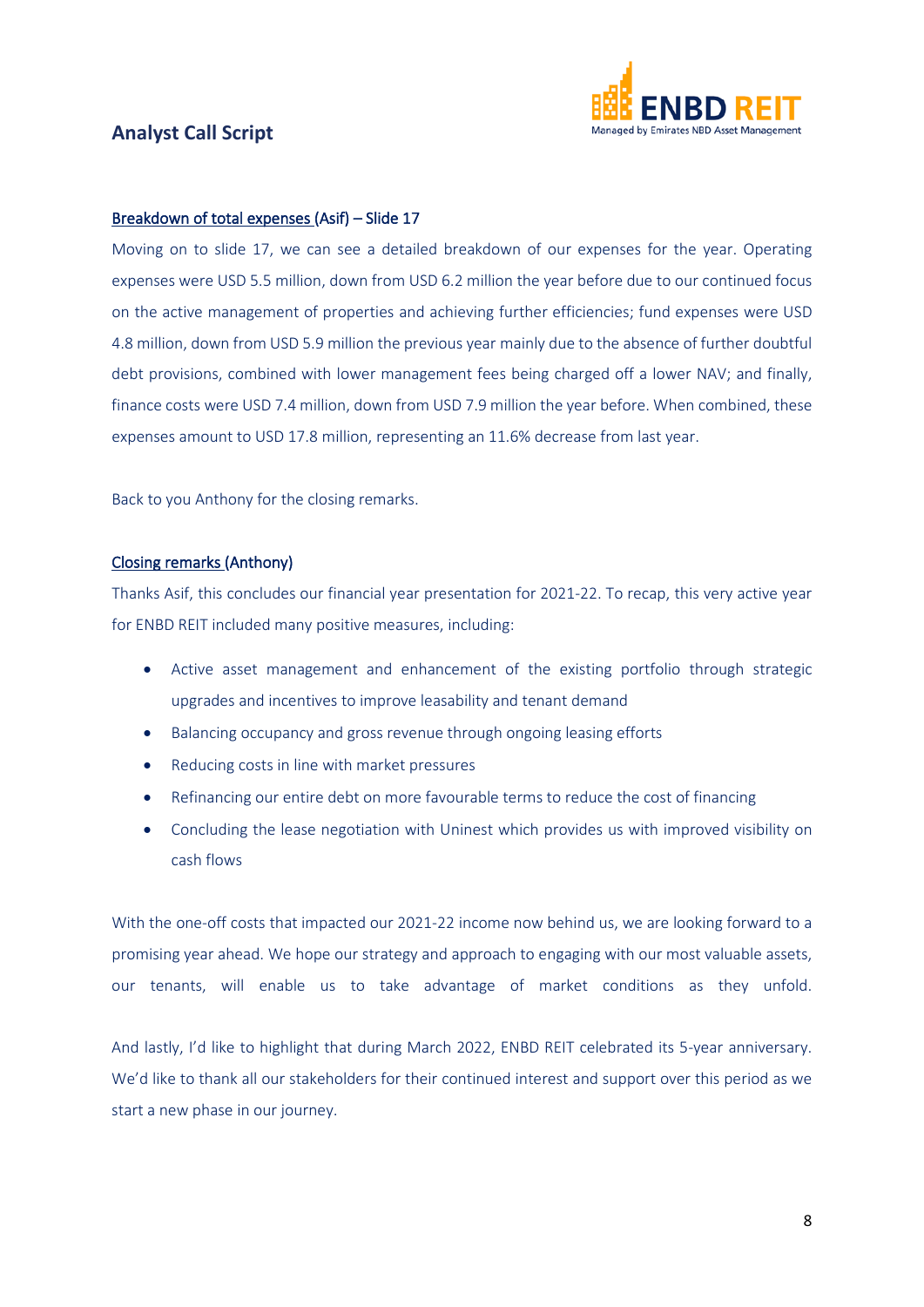### Breakdown of total expenses (Asif) – Slide 17

Moving on to slide 17, we can see a detailed breakdown of our expenses for the year. Operating expenses were USD 5.5 million, down from USD 6.2 million the year before due to our continued focus on the active management of properties and achieving further efficiencies; fund expenses were USD 4.8 million, down from USD 5.9 million the previous year mainly due to the absence of further doubtful debt provisions, combined with lower management fees being charged off a lower NAV; and finally, finance costs were USD 7.4 million, down from USD 7.9 million the year before. When combined, these expenses amount to USD 17.8 million, representing an 11.6% decrease from last year.

Back to you Anthony for the closing remarks.

### Closing remarks (Anthony)

Thanks Asif, this concludes our financial year presentation for 2021-22. To recap, this very active year for ENBD REIT included many positive measures, including:

- Active asset management and enhancement of the existing portfolio through strategic upgrades and incentives to improve leasability and tenant demand
- Balancing occupancy and gross revenue through ongoing leasing efforts
- Reducing costs in line with market pressures
- Refinancing our entire debt on more favourable terms to reduce the cost of financing
- Concluding the lease negotiation with Uninest which provides us with improved visibility on cash flows

With the one-off costs that impacted our 2021-22 income now behind us, we are looking forward to a promising year ahead. We hope our strategy and approach to engaging with our most valuable assets, our tenants, will enable us to take advantage of market conditions as they unfold.

And lastly, I'd like to highlight that during March 2022, ENBD REIT celebrated its 5-year anniversary. We'd like to thank all our stakeholders for their continued interest and support over this period as we start a new phase in our journey.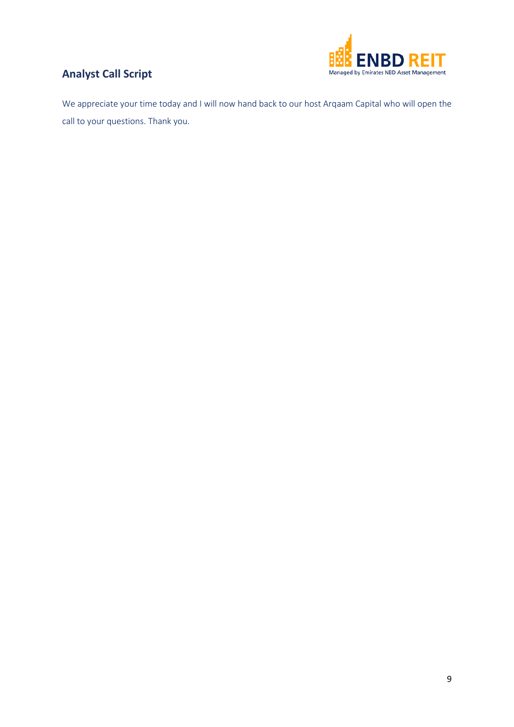We appreciate your time today and I will now hand back to our host Arqaam Capital who will open the call to your questions. Thank you.